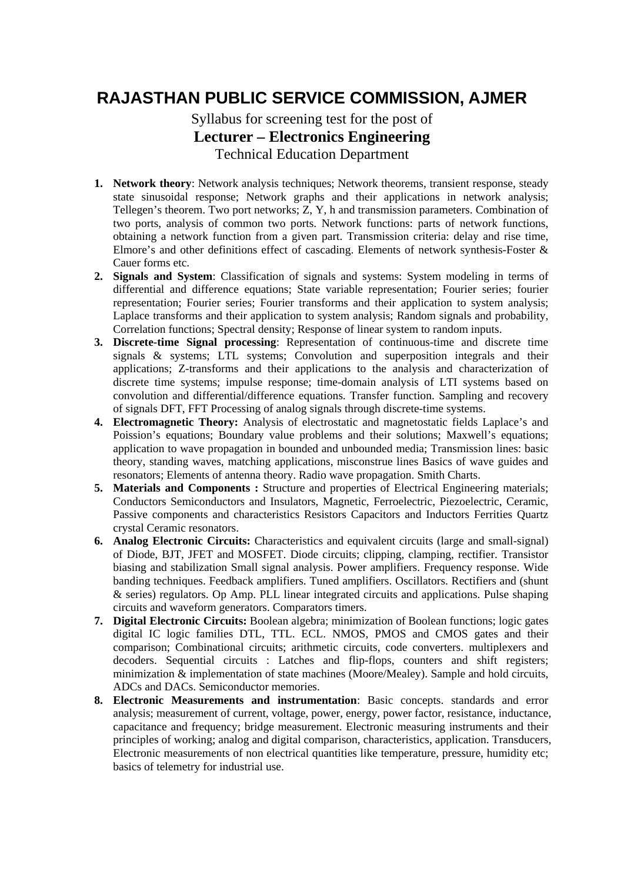# RAJASTHAN PUBLIC SERVICE COMMISSION, AJMER

Syllabus for screening test for the post of

**Lecturer – Electronics Engineering**

Technical Education Department

1. **Network theory**: Network analysis techniques; Network theorems, transient response, steady state sinusoidal response; Network graphs and their applications in network analysis; Tellegen's theorem. Two port networks; Z, Y, h and transmission parameters. Combination of two ports, analysis of common two ports. Network functions: parts of network functions, obtaining a network function from a given part. Transmission criteria: delay and rise time, Elmore's and other definitions effect of cascading. Elements of network synthesis-Foster & Cauer forms etc.
2. **Signals and System**: Classification of signals and systems: System modeling in terms of differential and difference equations; State variable representation; Fourier series; fourier representation; Fourier series; Fourier transforms and their application to system analysis; Laplace transforms and their application to system analysis; Random signals and probability, Correlation functions; Spectral density; Response of linear system to random inputs.
3. **Discrete-time Signal processing**: Representation of continuous-time and discrete time signals & systems; LTL systems; Convolution and superposition integrals and their applications; Z-transforms and their applications to the analysis and characterization of discrete time systems; impulse response; time-domain analysis of LTI systems based on convolution and differential/difference equations. Transfer function. Sampling and recovery of signals DFT, FFT Processing of analog signals through discrete-time systems.
4. **Electromagnetic Theory:** Analysis of electrostatic and magnetostatic fields Laplace's and Poission's equations; Boundary value problems and their solutions; Maxwell's equations; application to wave propagation in bounded and unbounded media; Transmission lines: basic theory, standing waves, matching applications, misconstrue lines Basics of wave guides and resonators; Elements of antenna theory. Radio wave propagation. Smith Charts.
5. **Materials and Components :** Structure and properties of Electrical Engineering materials; Conductors Semiconductors and Insulators, Magnetic, Ferroelectric, Piezoelectric, Ceramic, Passive components and characteristics Resistors Capacitors and Inductors Ferrities Quartz crystal Ceramic resonators.
6. **Analog Electronic Circuits:** Characteristics and equivalent circuits (large and small-signal) of Diode, BJT, JFET and MOSFET. Diode circuits; clipping, clamping, rectifier. Transistor biasing and stabilization Small signal analysis. Power amplifiers. Frequency response. Wide banding techniques. Feedback amplifiers. Tuned amplifiers. Oscillators. Rectifiers and (shunt & series) regulators. Op Amp. PLL linear integrated circuits and applications. Pulse shaping circuits and waveform generators. Comparators timers.
7. **Digital Electronic Circuits:** Boolean algebra; minimization of Boolean functions; logic gates digital IC logic families DTL, TTL. ECL. NMOS, PMOS and CMOS gates and their comparison; Combinational circuits; arithmetic circuits, code converters. multiplexers and decoders. Sequential circuits : Latches and flip-flops, counters and shift registers; minimization & implementation of state machines (Moore/Mealey). Sample and hold circuits, ADCs and DACs. Semiconductor memories.
8. **Electronic Measurements and instrumentation**: Basic concepts. standards and error analysis; measurement of current, voltage, power, energy, power factor, resistance, inductance, capacitance and frequency; bridge measurement. Electronic measuring instruments and their principles of working; analog and digital comparison, characteristics, application. Transducers, Electronic measurements of non electrical quantities like temperature, pressure, humidity etc; basics of telemetry for industrial use.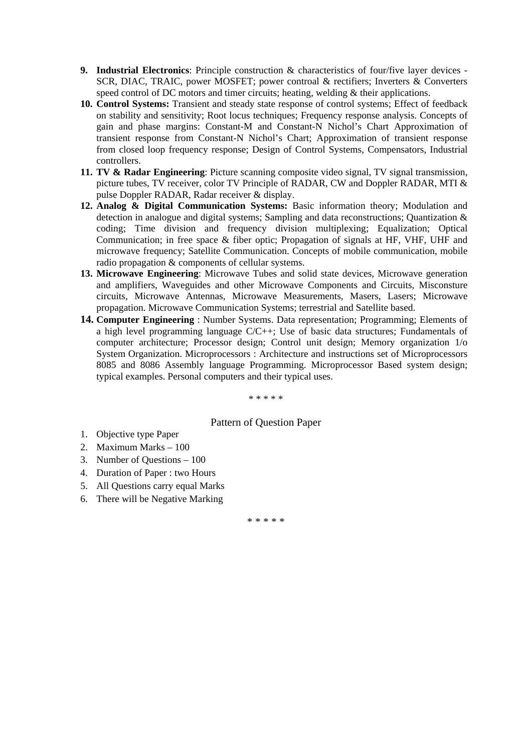9. **Industrial Electronics**: Principle construction & characteristics of four/five layer devices - SCR, DIAC, TRAIC, power MOSFET; power controal & rectifiers; Inverters & Converters speed control of DC motors and timer circuits; heating, welding & their applications.
10. **Control Systems:** Transient and steady state response of control systems; Effect of feedback on stability and sensitivity; Root locus techniques; Frequency response analysis. Concepts of gain and phase margins: Constant-M and Constant-N Nichol's Chart Approximation of transient response from Constant-N Nichol's Chart; Approximation of transient response from closed loop frequency response; Design of Control Systems, Compensators, Industrial controllers.
11. **TV & Radar Engineering**: Picture scanning composite video signal, TV signal transmission, picture tubes, TV receiver, color TV Principle of RADAR, CW and Doppler RADAR, MTI & pulse Doppler RADAR, Radar receiver & display.
12. **Analog & Digital Communication Systems:** Basic information theory; Modulation and detection in analogue and digital systems; Sampling and data reconstructions; Quantization & coding; Time division and frequency division multiplexing; Equalization; Optical Communication; in free space & fiber optic; Propagation of signals at HF, VHF, UHF and microwave frequency; Satellite Communication. Concepts of mobile communication, mobile radio propagation & components of cellular systems.
13. **Microwave Engineering**: Microwave Tubes and solid state devices, Microwave generation and amplifiers, Waveguides and other Microwave Components and Circuits, Misconsture circuits, Microwave Antennas, Microwave Measurements, Masers, Lasers; Microwave propagation. Microwave Communication Systems; terrestrial and Satellite based.
14. **Computer Engineering** : Number Systems. Data representation; Programming; Elements of a high level programming language C/C++; Use of basic data structures; Fundamentals of computer architecture; Processor design; Control unit design; Memory organization 1/o System Organization. Microprocessors : Architecture and instructions set of Microprocessors 8085 and 8086 Assembly language Programming. Microprocessor Based system design; typical examples. Personal computers and their typical uses.

\* \* \* \* \*

Pattern of Question Paper

1. Objective type Paper
2. Maximum Marks – 100
3. Number of Questions – 100
4. Duration of Paper : two Hours
5. All Questions carry equal Marks
6. There will be Negative Marking

\* \* \* \* \*